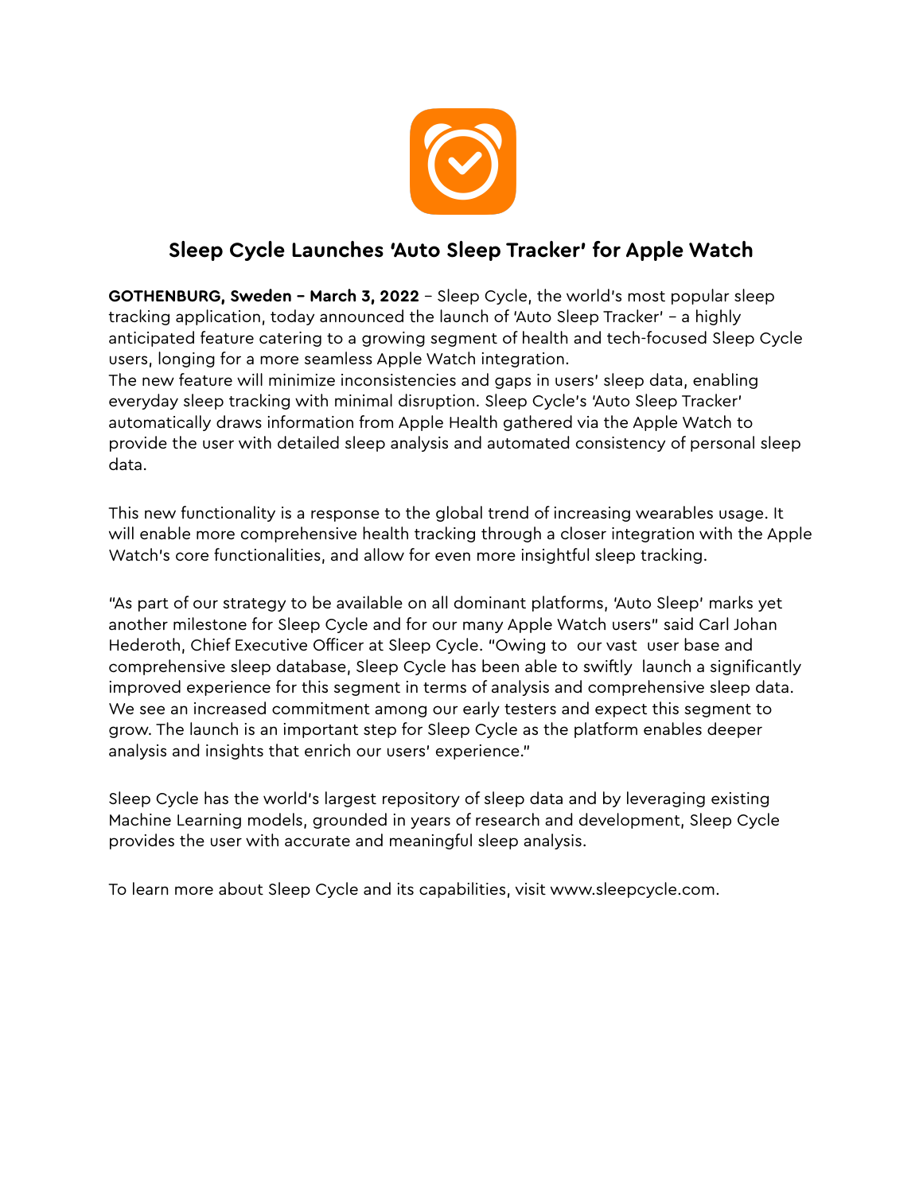# Sleep Cycle Launches 'Auto Sleep Tracker' for Apple Watch

**GOTHENBURG, Sweden – March 3, 2022** – Sleep Cycle, the world's most popular sleep tracking application, today announced the launch of 'Auto Sleep Tracker' – a highly anticipated feature catering to a growing segment of health and tech-focused Sleep Cycle users, longing for a more seamless Apple Watch integration.
The new feature will minimize inconsistencies and gaps in users' sleep data, enabling everyday sleep tracking with minimal disruption. Sleep Cycle's 'Auto Sleep Tracker' automatically draws information from Apple Health gathered via the Apple Watch to provide the user with detailed sleep analysis and automated consistency of personal sleep data.

This new functionality is a response to the global trend of increasing wearables usage. It will enable more comprehensive health tracking through a closer integration with the Apple Watch's core functionalities, and allow for even more insightful sleep tracking.

"As part of our strategy to be available on all dominant platforms, 'Auto Sleep' marks yet another milestone for Sleep Cycle and for our many Apple Watch users" said Carl Johan Hederoth, Chief Executive Officer at Sleep Cycle. "Owing to our vast user base and comprehensive sleep database, Sleep Cycle has been able to swiftly launch a significantly improved experience for this segment in terms of analysis and comprehensive sleep data. We see an increased commitment among our early testers and expect this segment to grow. The launch is an important step for Sleep Cycle as the platform enables deeper analysis and insights that enrich our users' experience."

Sleep Cycle has the world's largest repository of sleep data and by leveraging existing Machine Learning models, grounded in years of research and development, Sleep Cycle provides the user with accurate and meaningful sleep analysis.

To learn more about Sleep Cycle and its capabilities, visit www.sleepcycle.com.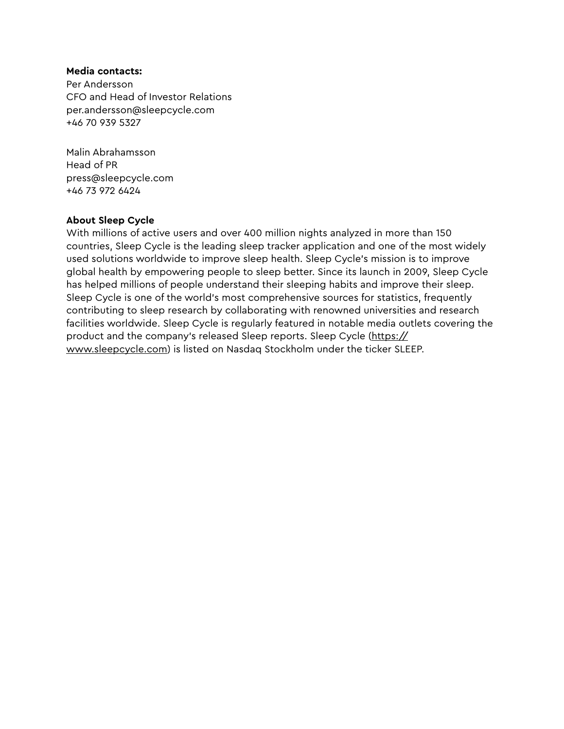**Media contacts:**
Per Andersson
CFO and Head of Investor Relations
per.andersson@sleepcycle.com
+46 70 939 5327

Malin Abrahamsson
Head of PR
press@sleepcycle.com
+46 73 972 6424

**About Sleep Cycle**
With millions of active users and over 400 million nights analyzed in more than 150 countries, Sleep Cycle is the leading sleep tracker application and one of the most widely used solutions worldwide to improve sleep health. Sleep Cycle's mission is to improve global health by empowering people to sleep better. Since its launch in 2009, Sleep Cycle has helped millions of people understand their sleeping habits and improve their sleep. Sleep Cycle is one of the world's most comprehensive sources for statistics, frequently contributing to sleep research by collaborating with renowned universities and research facilities worldwide. Sleep Cycle is regularly featured in notable media outlets covering the product and the company's released Sleep reports. Sleep Cycle ([https://www.sleepcycle.com](https://www.sleepcycle.com)) is listed on Nasdaq Stockholm under the ticker SLEEP.